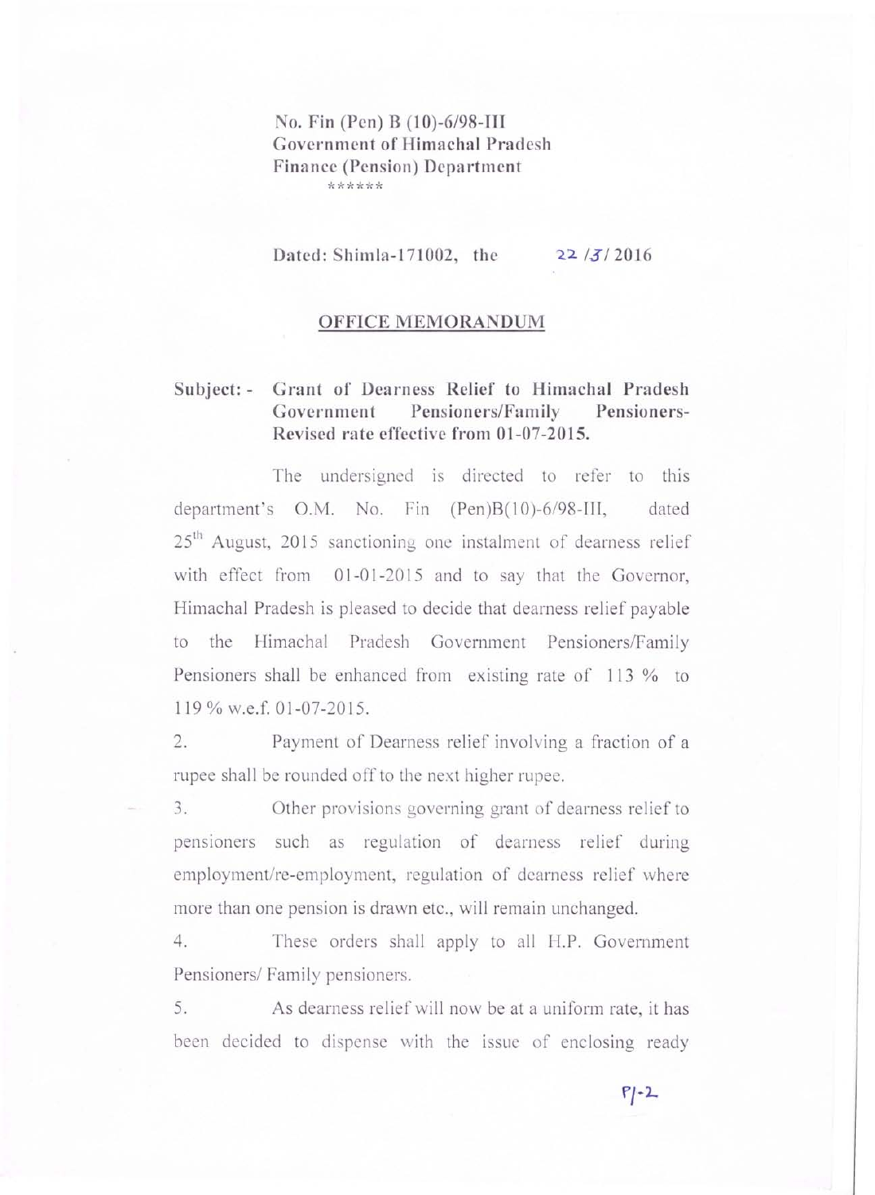No. Fin (Pen) B (10)-6/98-III
Government of Himachal Pradesh
Finance (Pension) Department
******

Dated: Shimla-171002, the 22/3/2016

## OFFICE MEMORANDUM

**Subject: - Grant of Dearness Relief to Himachal Pradesh Government Pensioners/Family Pensioners- Revised rate effective from 01-07-2015.**

The undersigned is directed to refer to this department's O.M. No. Fin (Pen)B(10)-6/98-III, dated 25th August, 2015 sanctioning one instalment of dearness relief with effect from 01-01-2015 and to say that the Governor, Himachal Pradesh is pleased to decide that dearness relief payable to the Himachal Pradesh Government Pensioners/Family Pensioners shall be enhanced from existing rate of 113 % to 119 % w.e.f. 01-07-2015.

2. Payment of Dearness relief involving a fraction of a rupee shall be rounded off to the next higher rupee.

3. Other provisions governing grant of dearness relief to pensioners such as regulation of dearness relief during employment/re-employment, regulation of dearness relief where more than one pension is drawn etc., will remain unchanged.

4. These orders shall apply to all H.P. Government Pensioners/ Family pensioners.

5. As dearness relief will now be at a uniform rate, it has been decided to dispense with the issue of enclosing ready

P/-2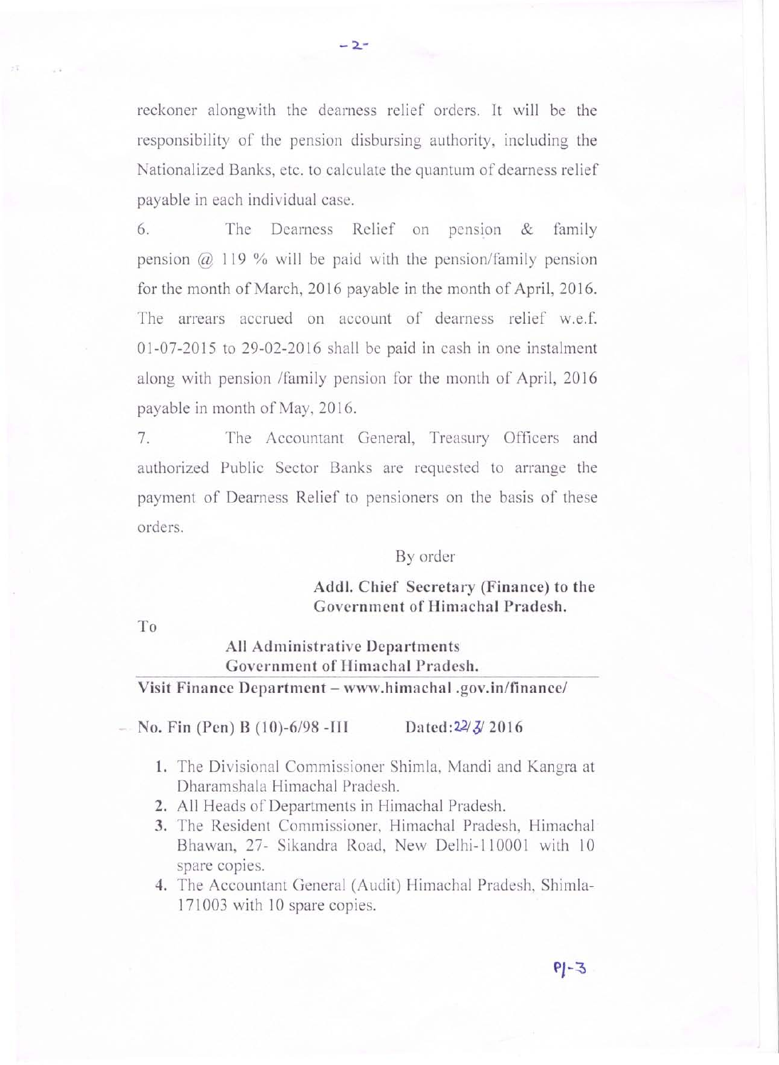reckoner alongwith the dearness relief orders. It will be the responsibility of the pension disbursing authority, including the Nationalized Banks, etc. to calculate the quantum of dearness relief payable in each individual case.

6. The Dearness Relief on pension & family pension @ 119 % will be paid with the pension/family pension for the month of March, 2016 payable in the month of April, 2016. The arrears accrued on account of dearness relief w.e.f. 01-07-2015 to 29-02-2016 shall be paid in cash in one instalment along with pension /family pension for the month of April, 2016 payable in month of May, 2016.

7. The Accountant General, Treasury Officers and authorized Public Sector Banks are requested to arrange the payment of Dearness Relief to pensioners on the basis of these orders.

By order

**Addl. Chief Secretary (Finance) to the Government of Himachal Pradesh.**

To

**All Administrative Departments**
**Government of Himachal Pradesh.**

**Visit Finance Department – www.himachal .gov.in/finance/**

**No. Fin (Pen) B (10)-6/98 -III** **Dated:22/3/ 2016**

1. The Divisional Commissioner Shimla, Mandi and Kangra at Dharamshala Himachal Pradesh.
2. All Heads of Departments in Himachal Pradesh.
3. The Resident Commissioner, Himachal Pradesh, Himachal Bhawan, 27- Sikandra Road, New Delhi-110001 with 10 spare copies.
4. The Accountant General (Audit) Himachal Pradesh, Shimla-171003 with 10 spare copies.

P/-3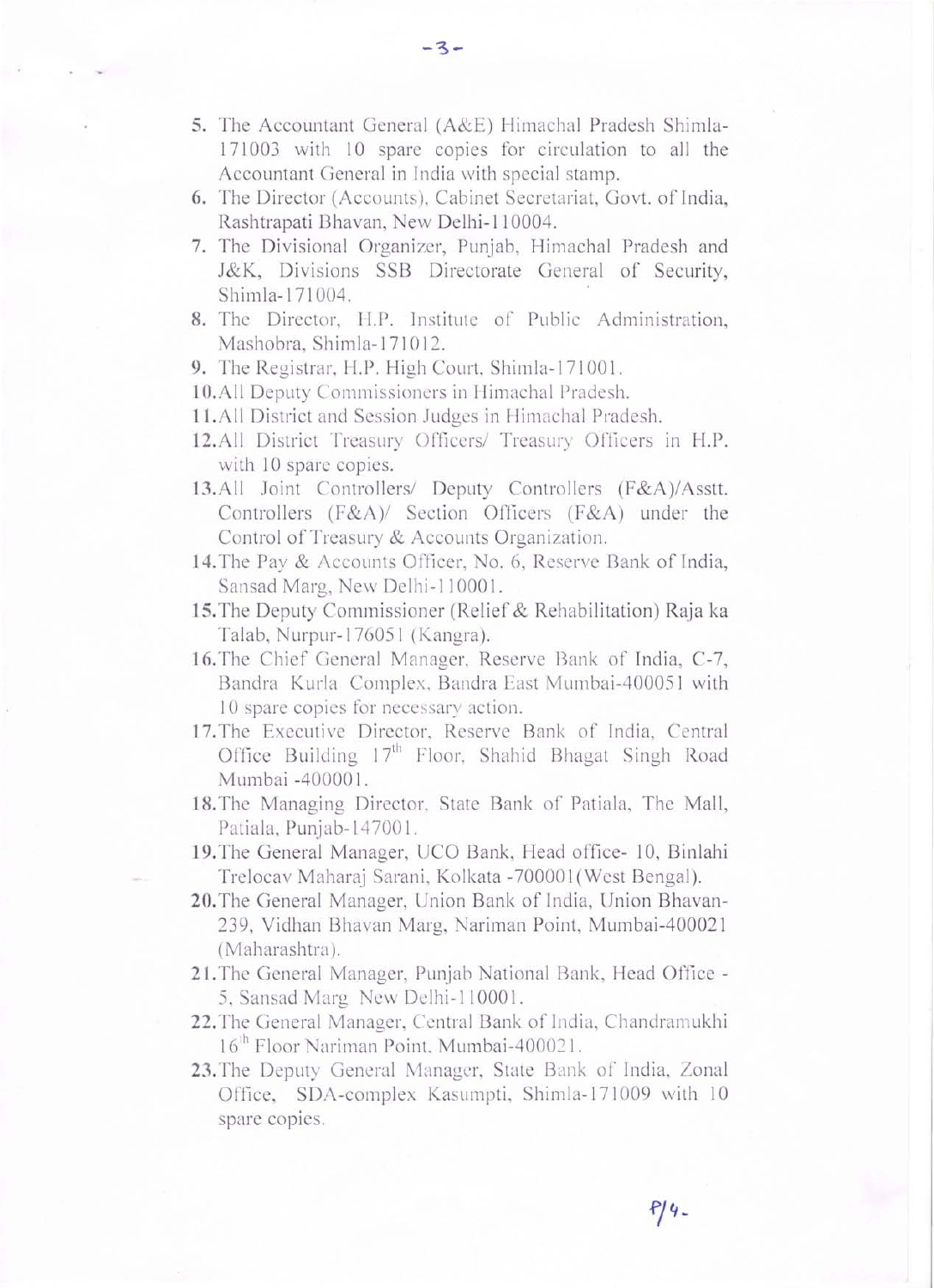5. The Accountant General (A&E) Himachal Pradesh Shimla-171003 with 10 spare copies for circulation to all the Accountant General in India with special stamp.
6. The Director (Accounts), Cabinet Secretariat, Govt. of India, Rashtrapati Bhavan, New Delhi-110004.
7. The Divisional Organizer, Punjab, Himachal Pradesh and J&K, Divisions SSB Directorate General of Security, Shimla-171004.
8. The Director, H.P. Institute of Public Administration, Mashobra, Shimla-171012.
9. The Registrar, H.P. High Court, Shimla-171001.
10. All Deputy Commissioners in Himachal Pradesh.
11. All District and Session Judges in Himachal Pradesh.
12. All District Treasury Officers/ Treasury Officers in H.P. with 10 spare copies.
13. All Joint Controllers/ Deputy Controllers (F&A)/Asstt. Controllers (F&A)/ Section Officers (F&A) under the Control of Treasury & Accounts Organization.
14. The Pay & Accounts Officer, No. 6, Reserve Bank of India, Sansad Marg, New Delhi-110001.
15. The Deputy Commissioner (Relief & Rehabilitation) Raja ka Talab, Nurpur-176051 (Kangra).
16. The Chief General Manager, Reserve Bank of India, C-7, Bandra Kurla Complex, Bandra East Mumbai-400051 with 10 spare copies for necessary action.
17. The Executive Director, Reserve Bank of India, Central Office Building 17th Floor, Shahid Bhagat Singh Road Mumbai -400001.
18. The Managing Director, State Bank of Patiala, The Mall, Patiala, Punjab-147001.
19. The General Manager, UCO Bank, Head office- 10, Binlahi Trelocav Maharaj Sarani, Kolkata -700001(West Bengal).
20. The General Manager, Union Bank of India, Union Bhavan-239, Vidhan Bhavan Marg, Nariman Point, Mumbai-400021 (Maharashtra).
21. The General Manager, Punjab National Bank, Head Office - 5, Sansad Marg New Delhi-110001.
22. The General Manager, Central Bank of India, Chandramukhi 16th Floor Nariman Point, Mumbai-400021.
23. The Deputy General Manager, State Bank of India, Zonal Office, SDA-complex Kasumpti, Shimla-171009 with 10 spare copies.

P/4-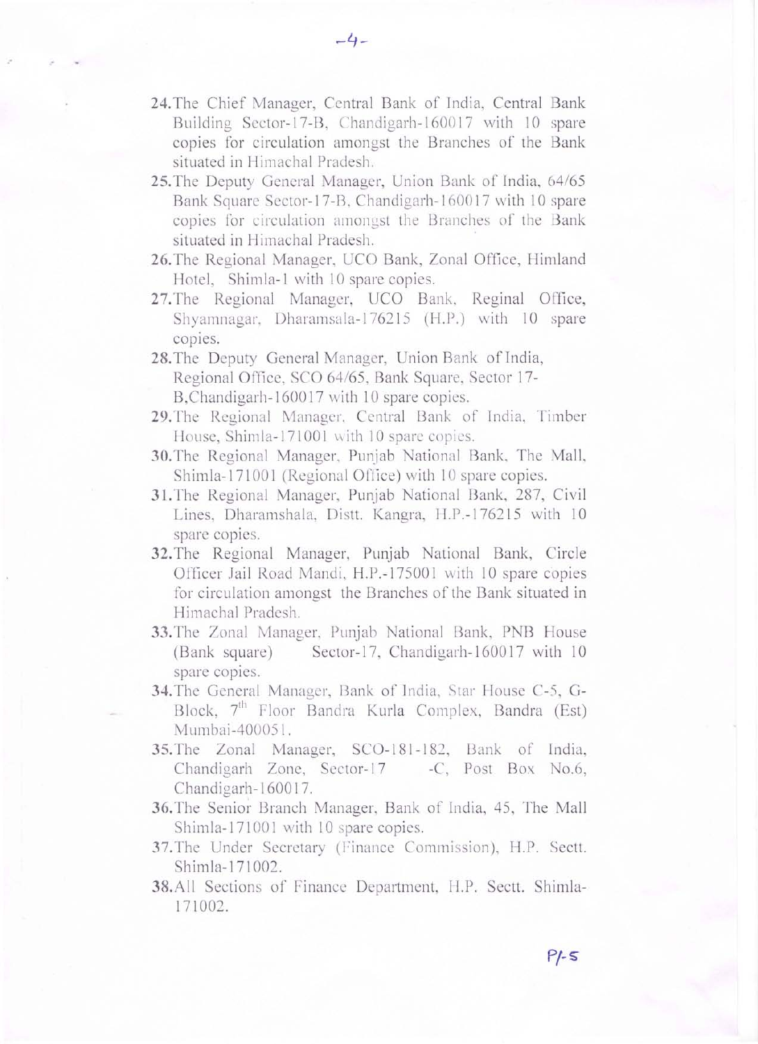24. The Chief Manager, Central Bank of India, Central Bank Building Sector-17-B, Chandigarh-160017 with 10 spare copies for circulation amongst the Branches of the Bank situated in Himachal Pradesh.
25. The Deputy General Manager, Union Bank of India, 64/65 Bank Square Sector-17-B, Chandigarh-160017 with 10 spare copies for circulation amongst the Branches of the Bank situated in Himachal Pradesh.
26. The Regional Manager, UCO Bank, Zonal Office, Himland Hotel, Shimla-1 with 10 spare copies.
27. The Regional Manager, UCO Bank, Reginal Office, Shyamnagar, Dharamsala-176215 (H.P.) with 10 spare copies.
28. The Deputy General Manager, Union Bank of India, Regional Office, SCO 64/65, Bank Square, Sector 17-B,Chandigarh-160017 with 10 spare copies.
29. The Regional Manager, Central Bank of India, Timber House, Shimla-171001 with 10 spare copies.
30. The Regional Manager, Punjab National Bank, The Mall, Shimla-171001 (Regional Office) with 10 spare copies.
31. The Regional Manager, Punjab National Bank, 287, Civil Lines, Dharamshala, Distt. Kangra, H.P.-176215 with 10 spare copies.
32. The Regional Manager, Punjab National Bank, Circle Officer Jail Road Mandi, H.P.-175001 with 10 spare copies for circulation amongst the Branches of the Bank situated in Himachal Pradesh.
33. The Zonal Manager, Punjab National Bank, PNB House (Bank square) Sector-17, Chandigarh-160017 with 10 spare copies.
34. The General Manager, Bank of India, Star House C-5, G-Block, 7th Floor Bandra Kurla Complex, Bandra (Est) Mumbai-400051.
35. The Zonal Manager, SCO-181-182, Bank of India, Chandigarh Zone, Sector-17 -C, Post Box No.6, Chandigarh-160017.
36. The Senior Branch Manager, Bank of India, 45, The Mall Shimla-171001 with 10 spare copies.
37. The Under Secretary (Finance Commission), H.P. Sectt. Shimla-171002.
38. All Sections of Finance Department, H.P. Sectt. Shimla-171002.

P/-5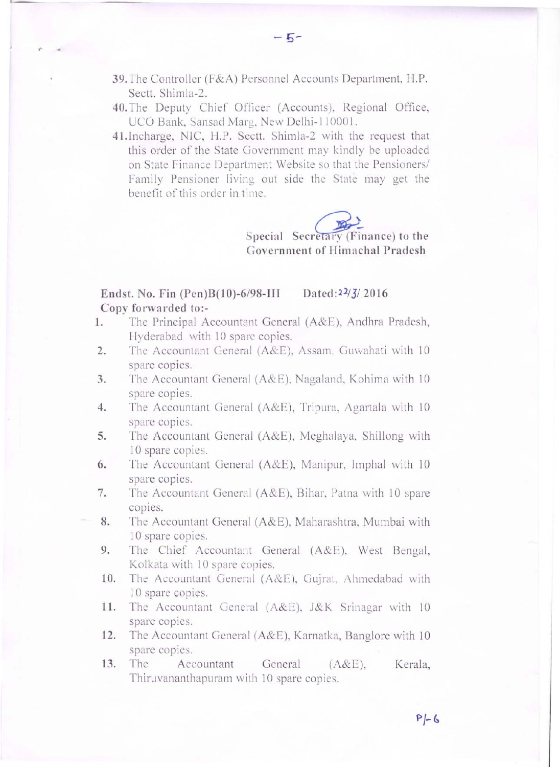39. The Controller (F&A) Personnel Accounts Department, H.P. Sectt. Shimla-2.
40. The Deputy Chief Officer (Accounts), Regional Office, UCO Bank, Sansad Marg, New Delhi-110001.
41. Incharge, NIC, H.P. Sectt. Shimla-2 with the request that this order of the State Government may kindly be uploaded on State Finance Department Website so that the Pensioners/ Family Pensioner living out side the State may get the benefit of this order in time.

Special Secretary (Finance) to the
Government of Himachal Pradesh

**Endst. No. Fin (Pen)B(10)-6/98-III Dated: 22/3/ 2016**
**Copy forwarded to:-**

1. The Principal Accountant General (A&E), Andhra Pradesh, Hyderabad with 10 spare copies.
2. The Accountant General (A&E), Assam, Guwahati with 10 spare copies.
3. The Accountant General (A&E), Nagaland, Kohima with 10 spare copies.
4. The Accountant General (A&E), Tripura, Agartala with 10 spare copies.
5. The Accountant General (A&E), Meghalaya, Shillong with 10 spare copies.
6. The Accountant General (A&E), Manipur, Imphal with 10 spare copies.
7. The Accountant General (A&E), Bihar, Patna with 10 spare copies.
8. The Accountant General (A&E), Maharashtra, Mumbai with 10 spare copies.
9. The Chief Accountant General (A&E), West Bengal, Kolkata with 10 spare copies.
10. The Accountant General (A&E), Gujrat, Ahmedabad with 10 spare copies.
11. The Accountant General (A&E), J&K Srinagar with 10 spare copies.
12. The Accountant General (A&E), Karnatka, Banglore with 10 spare copies.
13. The Accountant General (A&E), Kerala, Thiruvananthapuram with 10 spare copies.

P/-6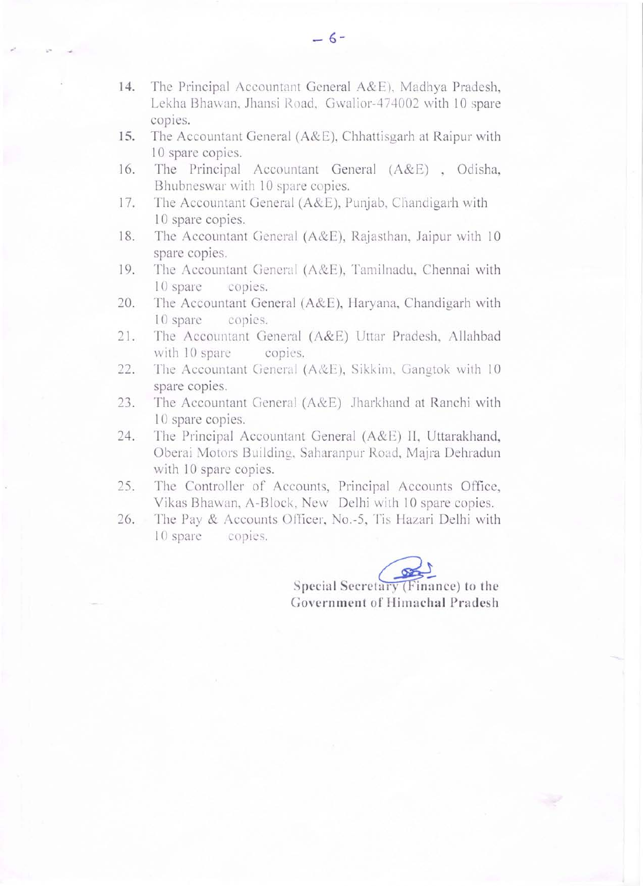14. The Principal Accountant General A&E), Madhya Pradesh, Lekha Bhawan, Jhansi Road, Gwalior-474002 with 10 spare copies.
15. The Accountant General (A&E), Chhattisgarh at Raipur with 10 spare copies.
16. The Principal Accountant General (A&E) , Odisha, Bhubneswar with 10 spare copies.
17. The Accountant General (A&E), Punjab, Chandigarh with 10 spare copies.
18. The Accountant General (A&E), Rajasthan, Jaipur with 10 spare copies.
19. The Accountant General (A&E), Tamilnadu, Chennai with 10 spare copies.
20. The Accountant General (A&E), Haryana, Chandigarh with 10 spare copies.
21. The Accountant General (A&E) Uttar Pradesh, Allahbad with 10 spare copies.
22. The Accountant General (A&E), Sikkim, Gangtok with 10 spare copies.
23. The Accountant General (A&E) Jharkhand at Ranchi with 10 spare copies.
24. The Principal Accountant General (A&E) II, Uttarakhand, Oberai Motors Building, Saharanpur Road, Majra Dehradun with 10 spare copies.
25. The Controller of Accounts, Principal Accounts Office, Vikas Bhawan, A-Block, New Delhi with 10 spare copies.
26. The Pay & Accounts Officer, No.-5, Tis Hazari Delhi with 10 spare copies.

**Special Secretary (Finance) to the Government of Himachal Pradesh**